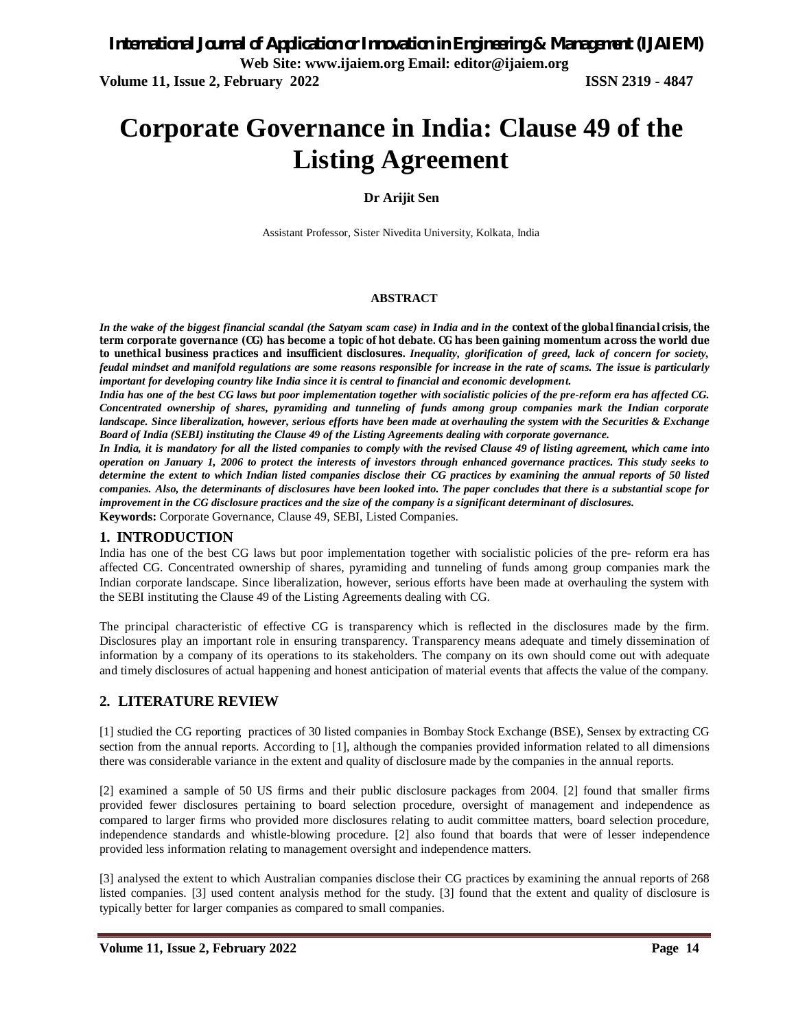# Corporate Governance in India: Clause 49 of the Listing Agreement

**Dr Arijit Sen**

Assistant Professor, Sister Nivedita University, Kolkata, India

**ABSTRACT**

***In the wake of the biggest financial scandal (the Satyam scam case) in India and in the context of the global financial crisis, the term corporate governance (CG) has become a topic of hot debate. CG has been gaining momentum across the world due to unethical business practices and insufficient disclosures. Inequality, glorification of greed, lack of concern for society, feudal mindset and manifold regulations are some reasons responsible for increase in the rate of scams. The issue is particularly important for developing country like India since it is central to financial and economic development.***

***India has one of the best CG laws but poor implementation together with socialistic policies of the pre-reform era has affected CG. Concentrated ownership of shares, pyramiding and tunneling of funds among group companies mark the Indian corporate landscape. Since liberalization, however, serious efforts have been made at overhauling the system with the Securities & Exchange Board of India (SEBI) instituting the Clause 49 of the Listing Agreements dealing with corporate governance.***

***In India, it is mandatory for all the listed companies to comply with the revised Clause 49 of listing agreement, which came into operation on January 1, 2006 to protect the interests of investors through enhanced governance practices. This study seeks to determine the extent to which Indian listed companies disclose their CG practices by examining the annual reports of 50 listed companies. Also, the determinants of disclosures have been looked into. The paper concludes that there is a substantial scope for improvement in the CG disclosure practices and the size of the company is a significant determinant of disclosures.***

**Keywords:** Corporate Governance, Clause 49, SEBI, Listed Companies.

## 1. INTRODUCTION

India has one of the best CG laws but poor implementation together with socialistic policies of the pre- reform era has affected CG. Concentrated ownership of shares, pyramiding and tunneling of funds among group companies mark the Indian corporate landscape. Since liberalization, however, serious efforts have been made at overhauling the system with the SEBI instituting the Clause 49 of the Listing Agreements dealing with CG.

The principal characteristic of effective CG is transparency which is reflected in the disclosures made by the firm. Disclosures play an important role in ensuring transparency. Transparency means adequate and timely dissemination of information by a company of its operations to its stakeholders. The company on its own should come out with adequate and timely disclosures of actual happening and honest anticipation of material events that affects the value of the company.

## 2. LITERATURE REVIEW

[1] studied the CG reporting practices of 30 listed companies in Bombay Stock Exchange (BSE), Sensex by extracting CG section from the annual reports. According to [1], although the companies provided information related to all dimensions there was considerable variance in the extent and quality of disclosure made by the companies in the annual reports.

[2] examined a sample of 50 US firms and their public disclosure packages from 2004. [2] found that smaller firms provided fewer disclosures pertaining to board selection procedure, oversight of management and independence as compared to larger firms who provided more disclosures relating to audit committee matters, board selection procedure, independence standards and whistle-blowing procedure. [2] also found that boards that were of lesser independence provided less information relating to management oversight and independence matters.

[3] analysed the extent to which Australian companies disclose their CG practices by examining the annual reports of 268 listed companies. [3] used content analysis method for the study. [3] found that the extent and quality of disclosure is typically better for larger companies as compared to small companies.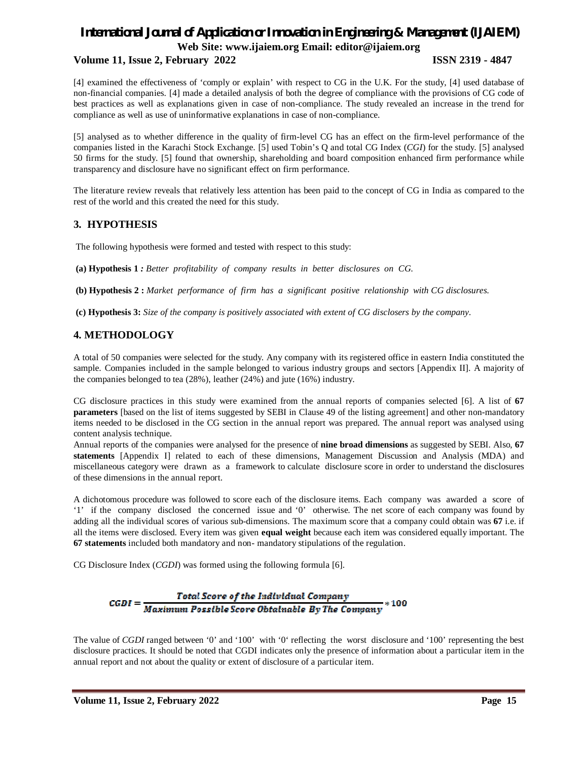[4] examined the effectiveness of 'comply or explain' with respect to CG in the U.K. For the study, [4] used database of non-financial companies. [4] made a detailed analysis of both the degree of compliance with the provisions of CG code of best practices as well as explanations given in case of non-compliance. The study revealed an increase in the trend for compliance as well as use of uninformative explanations in case of non-compliance.

[5] analysed as to whether difference in the quality of firm-level CG has an effect on the firm-level performance of the companies listed in the Karachi Stock Exchange. [5] used Tobin's Q and total CG Index (*CGI*) for the study. [5] analysed 50 firms for the study. [5] found that ownership, shareholding and board composition enhanced firm performance while transparency and disclosure have no significant effect on firm performance.

The literature review reveals that relatively less attention has been paid to the concept of CG in India as compared to the rest of the world and this created the need for this study.

## 3. HYPOTHESIS

The following hypothesis were formed and tested with respect to this study:

**(a) Hypothesis 1 :** *Better profitability of company results in better disclosures on CG.*

**(b) Hypothesis 2 :** *Market performance of firm has a significant positive relationship with CG disclosures.*

**(c) Hypothesis 3:** *Size of the company is positively associated with extent of CG disclosers by the company.*

## 4. METHODOLOGY

A total of 50 companies were selected for the study. Any company with its registered office in eastern India constituted the sample. Companies included in the sample belonged to various industry groups and sectors [Appendix II]. A majority of the companies belonged to tea (28%), leather (24%) and jute (16%) industry.

CG disclosure practices in this study were examined from the annual reports of companies selected [6]. A list of **67 parameters** [based on the list of items suggested by SEBI in Clause 49 of the listing agreement] and other non-mandatory items needed to be disclosed in the CG section in the annual report was prepared. The annual report was analysed using content analysis technique.

Annual reports of the companies were analysed for the presence of **nine broad dimensions** as suggested by SEBI. Also, **67 statements** [Appendix I] related to each of these dimensions, Management Discussion and Analysis (MDA) and miscellaneous category were drawn as a framework to calculate disclosure score in order to understand the disclosures of these dimensions in the annual report.

A dichotomous procedure was followed to score each of the disclosure items. Each company was awarded a score of '1' if the company disclosed the concerned issue and '0' otherwise. The net score of each company was found by adding all the individual scores of various sub-dimensions. The maximum score that a company could obtain was **67** i.e. if all the items were disclosed. Every item was given **equal weight** because each item was considered equally important. The **67 statements** included both mandatory and non- mandatory stipulations of the regulation.

CG Disclosure Index (*CGDI*) was formed using the following formula [6].

$$CGDI = \frac{\text{Total Score of the Individual Company}}{\text{Maximum Possible Score Obtainable By The Company}} * 100$$

The value of *CGDI* ranged between '0' and '100' with '0' reflecting the worst disclosure and '100' representing the best disclosure practices. It should be noted that CGDI indicates only the presence of information about a particular item in the annual report and not about the quality or extent of disclosure of a particular item.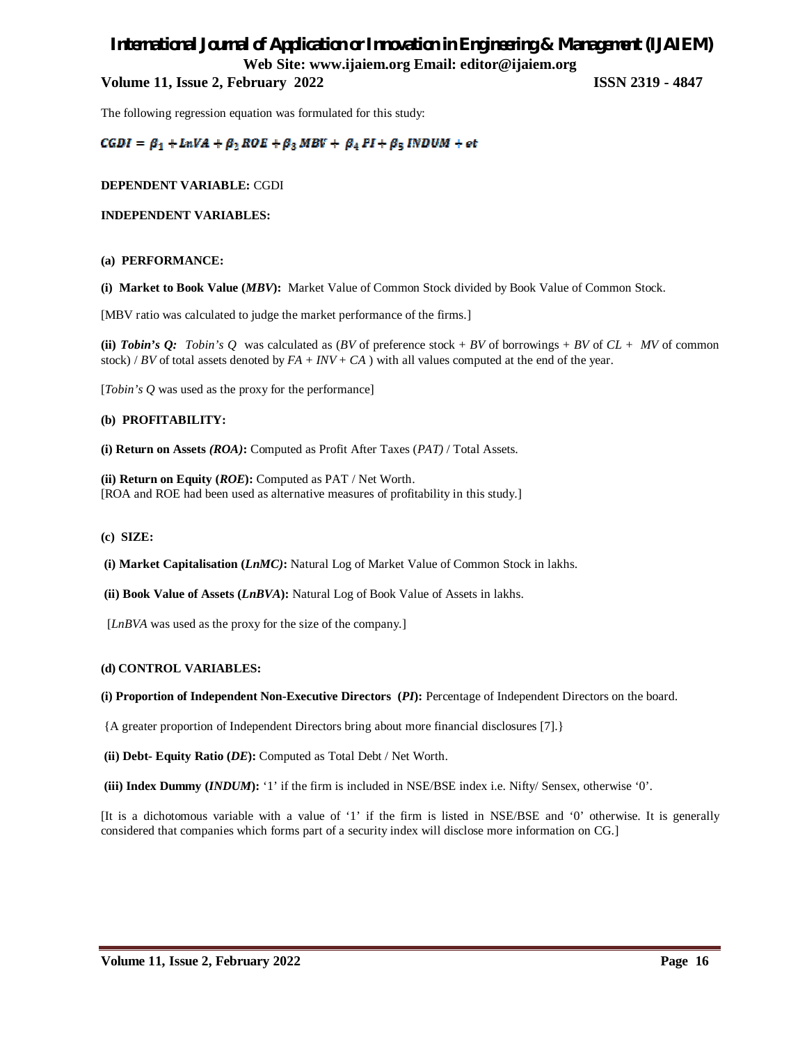The following regression equation was formulated for this study:

$$CGDI = \beta_1 + LnVA + \beta_2 ROE + \beta_3 MBV + \beta_4 PI + \beta_5 INDUM + et$$

**DEPENDENT VARIABLE:** CGDI

**INDEPENDENT VARIABLES:**

**(a) PERFORMANCE:**

**(i) Market to Book Value (*MBV*):** Market Value of Common Stock divided by Book Value of Common Stock.

[MBV ratio was calculated to judge the market performance of the firms.]

**(ii) *Tobin's Q:*** *Tobin's Q* was calculated as (*BV* of preference stock + *BV* of borrowings + *BV* of *CL* + *MV* of common stock) / *BV* of total assets denoted by *FA* + *INV* + *CA* ) with all values computed at the end of the year.

[*Tobin's Q* was used as the proxy for the performance]

**(b) PROFITABILITY:**

**(i) Return on Assets *(ROA)*:** Computed as Profit After Taxes (*PAT)* / Total Assets.

**(ii) Return on Equity (*ROE*):** Computed as PAT / Net Worth.
[ROA and ROE had been used as alternative measures of profitability in this study.]

**(c) SIZE:**

**(i) Market Capitalisation (*LnMC)*:** Natural Log of Market Value of Common Stock in lakhs.

**(ii) Book Value of Assets (*LnBVA*):** Natural Log of Book Value of Assets in lakhs.

[*LnBVA* was used as the proxy for the size of the company.]

**(d) CONTROL VARIABLES:**

**(i) Proportion of Independent Non-Executive Directors (*PI*):** Percentage of Independent Directors on the board.

{A greater proportion of Independent Directors bring about more financial disclosures [7].}

**(ii) Debt- Equity Ratio (*DE*):** Computed as Total Debt / Net Worth.

**(iii) Index Dummy (*INDUM*):** '1' if the firm is included in NSE/BSE index i.e. Nifty/ Sensex, otherwise '0'.

[It is a dichotomous variable with a value of '1' if the firm is listed in NSE/BSE and '0' otherwise. It is generally considered that companies which forms part of a security index will disclose more information on CG.]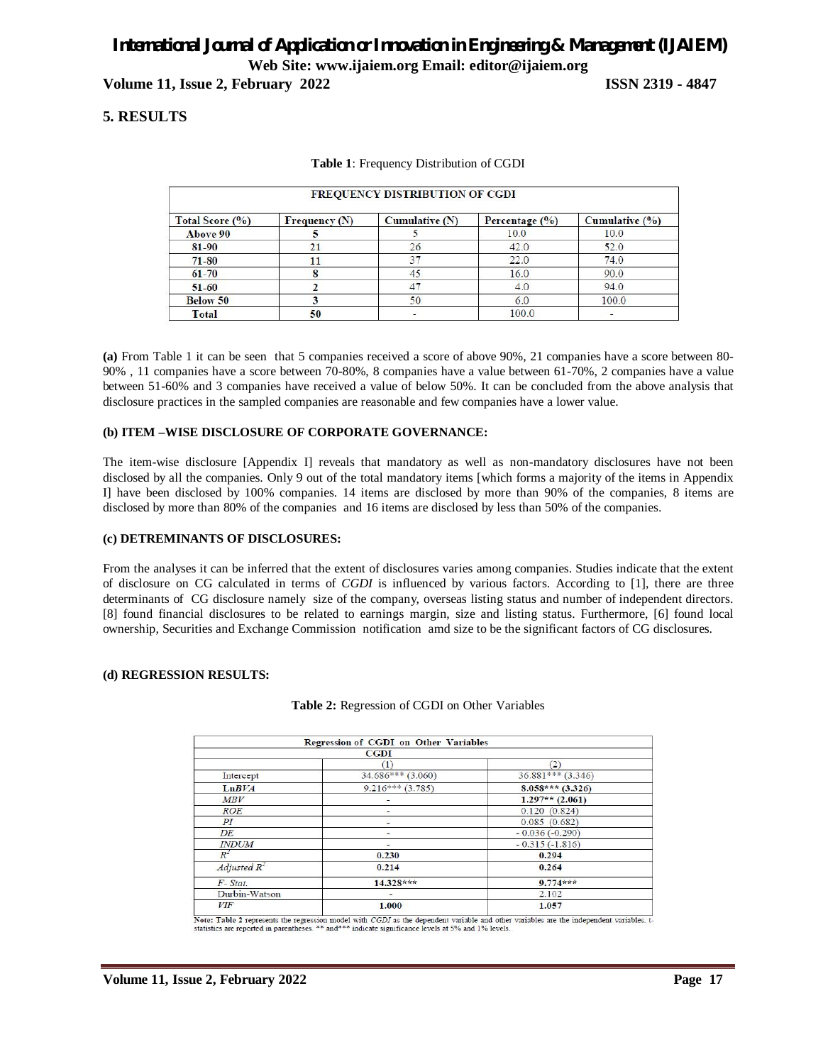## 5. RESULTS

**Table 1**: Frequency Distribution of CGDI

| FREQUENCY DISTRIBUTION OF CGDI | | | | |
|---|---|---|---|---|
| **Total Score (%)** | **Frequency (N)** | **Cumulative (N)** | **Percentage (%)** | **Cumulative (%)** |
| **Above 90** | **5** | 5 | 10.0 | 10.0 |
| **81-90** | 21 | 26 | 42.0 | 52.0 |
| **71-80** | 11 | 37 | 22.0 | 74.0 |
| **61-70** | **8** | 45 | 16.0 | 90.0 |
| **51-60** | **2** | 47 | 4.0 | 94.0 |
| **Below 50** | **3** | 50 | 6.0 | 100.0 |
| **Total** | **50** | - | 100.0 | - |

**(a)** From Table 1 it can be seen that 5 companies received a score of above 90%, 21 companies have a score between 80-90% , 11 companies have a score between 70-80%, 8 companies have a value between 61-70%, 2 companies have a value between 51-60% and 3 companies have received a value of below 50%. It can be concluded from the above analysis that disclosure practices in the sampled companies are reasonable and few companies have a lower value.

**(b) ITEM –WISE DISCLOSURE OF CORPORATE GOVERNANCE:**

The item-wise disclosure [Appendix I] reveals that mandatory as well as non-mandatory disclosures have not been disclosed by all the companies. Only 9 out of the total mandatory items [which forms a majority of the items in Appendix I] have been disclosed by 100% companies. 14 items are disclosed by more than 90% of the companies, 8 items are disclosed by more than 80% of the companies and 16 items are disclosed by less than 50% of the companies.

**(c) DETREMINANTS OF DISCLOSURES:**

From the analyses it can be inferred that the extent of disclosures varies among companies. Studies indicate that the extent of disclosure on CG calculated in terms of *CGDI* is influenced by various factors. According to [1], there are three determinants of CG disclosure namely size of the company, overseas listing status and number of independent directors. [8] found financial disclosures to be related to earnings margin, size and listing status. Furthermore, [6] found local ownership, Securities and Exchange Commission notification amd size to be the significant factors of CG disclosures.

**(d) REGRESSION RESULTS:**

**Table 2:** Regression of CGDI on Other Variables

| Regression of CGDI on Other Variables | | |
|---|---|---|
| | CGDI | |
| | (1) | (2) |
| Intercept | 34.686*** (3.060) | 36.881*** (3.346) |
| **Ln*BVA*** | 9.216*** (3.785) | **8.058*** (3.326)** |
| *MBV* | - | **1.297** (2.061)** |
| *ROE* | - | 0.120 (0.824) |
| *PI* | - | 0.085 (0.682) |
| *DE* | - | - 0.036 (-0.290) |
| *INDUM* | - | - 0.315 (-1.816) |
| $R^2$ | **0.230** | **0.294** |
| *Adjusted* $R^2$ | **0.214** | **0.264** |
| *F- Stat.* | **14.328*** ** | **9.774*** ** |
| Durbin-Watson | - | 2.102 |
| *VIF* | **1.000** | **1.057** |

**Note: Table 2** represents the regression model with *CGDI* as the dependent variable and other variables are the independent variables. t-statistics are reported in parentheses. ** and*** indicate significance levels at 5% and 1% levels.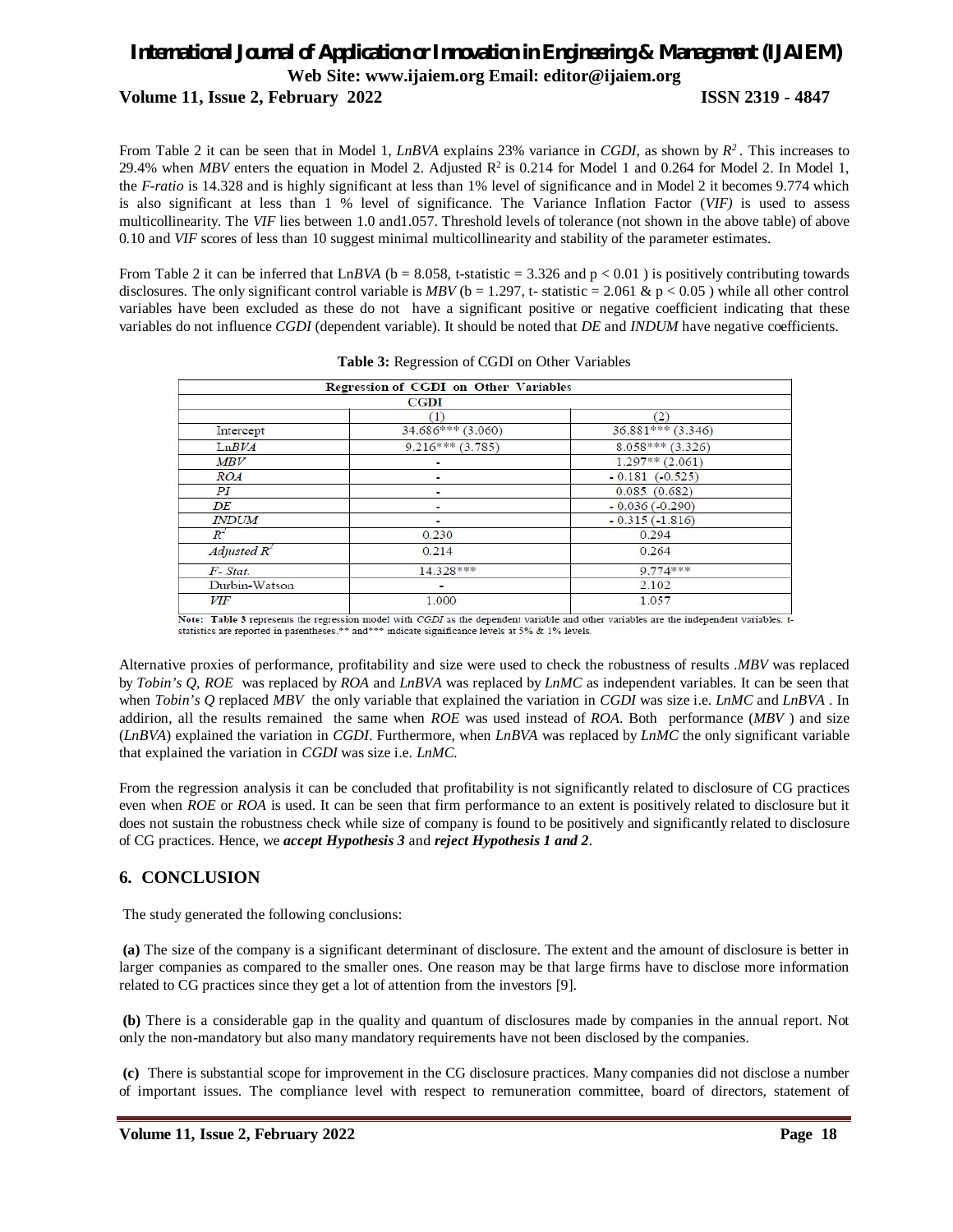From Table 2 it can be seen that in Model 1, *LnBVA* explains 23% variance in *CGDI*, as shown by $R^2$. This increases to 29.4% when *MBV* enters the equation in Model 2. Adjusted $R^2$ is 0.214 for Model 1 and 0.264 for Model 2. In Model 1, the *F-ratio* is 14.328 and is highly significant at less than 1% level of significance and in Model 2 it becomes 9.774 which is also significant at less than 1 % level of significance. The Variance Inflation Factor (*VIF)* is used to assess multicollinearity. The *VIF* lies between 1.0 and1.057. Threshold levels of tolerance (not shown in the above table) of above 0.10 and *VIF* scores of less than 10 suggest minimal multicollinearity and stability of the parameter estimates.

From Table 2 it can be inferred that Ln*BVA* (b = 8.058, t-statistic = 3.326 and $p < 0.01$ ) is positively contributing towards disclosures. The only significant control variable is *MBV* (b = 1.297, t- statistic = 2.061 & $p < 0.05$ ) while all other control variables have been excluded as these do not have a significant positive or negative coefficient indicating that these variables do not influence *CGDI* (dependent variable). It should be noted that *DE* and *INDUM* have negative coefficients.

**Table 3:** Regression of CGDI on Other Variables

| Regression of CGDI on Other Variables | | |
|---|---|---|
| | CGDI | |
| | (1) | (2) |
| Intercept | 34.686*** (3.060) | 36.881*** (3.346) |
| Ln*BVA* | 9.216*** (3.785) | 8.058*** (3.326) |
| *MBV* | - | 1.297** (2.061) |
| *ROA* | - | - 0.181 (-0.525) |
| *PI* | - | 0.085 (0.682) |
| *DE* | - | - 0.036 (-0.290) |
| *INDUM* | - | - 0.315 (-1.816) |
| $R^2$ | 0.230 | 0.294 |
| *Adjusted* $R^2$ | 0.214 | 0.264 |
| *F- Stat.* | 14.328*** | 9.774*** |
| Durbin-Watson | - | 2.102 |
| *VIF* | 1.000 | 1.057 |

**Note: Table 3** represents the regression model with *CGDI* as the dependent variable and other variables are the independent variables. t-statistics are reported in parentheses.** and*** indicate significance levels at 5% & 1% levels.

Alternative proxies of performance, profitability and size were used to check the robustness of results .*MBV* was replaced by *Tobin's Q*, *ROE* was replaced by *ROA* and *LnBVA* was replaced by *LnMC* as independent variables. It can be seen that when *Tobin's Q* replaced *MBV* the only variable that explained the variation in *CGDI* was size i.e. *LnMC* and *LnBVA* . In addirion, all the results remained the same when *ROE* was used instead of *ROA*. Both performance (*MBV* ) and size (*LnBVA*) explained the variation in *CGDI*. Furthermore, when *LnBVA* was replaced by *LnMC* the only significant variable that explained the variation in *CGDI* was size i.e. *LnMC.*

From the regression analysis it can be concluded that profitability is not significantly related to disclosure of CG practices even when *ROE* or *ROA* is used. It can be seen that firm performance to an extent is positively related to disclosure but it does not sustain the robustness check while size of company is found to be positively and significantly related to disclosure of CG practices. Hence, we ***accept Hypothesis 3*** and ***reject Hypothesis 1 and 2***.

## 6. CONCLUSION

The study generated the following conclusions:

**(a)** The size of the company is a significant determinant of disclosure. The extent and the amount of disclosure is better in larger companies as compared to the smaller ones. One reason may be that large firms have to disclose more information related to CG practices since they get a lot of attention from the investors [9].

**(b)** There is a considerable gap in the quality and quantum of disclosures made by companies in the annual report. Not only the non-mandatory but also many mandatory requirements have not been disclosed by the companies.

**(c)** There is substantial scope for improvement in the CG disclosure practices. Many companies did not disclose a number of important issues. The compliance level with respect to remuneration committee, board of directors, statement of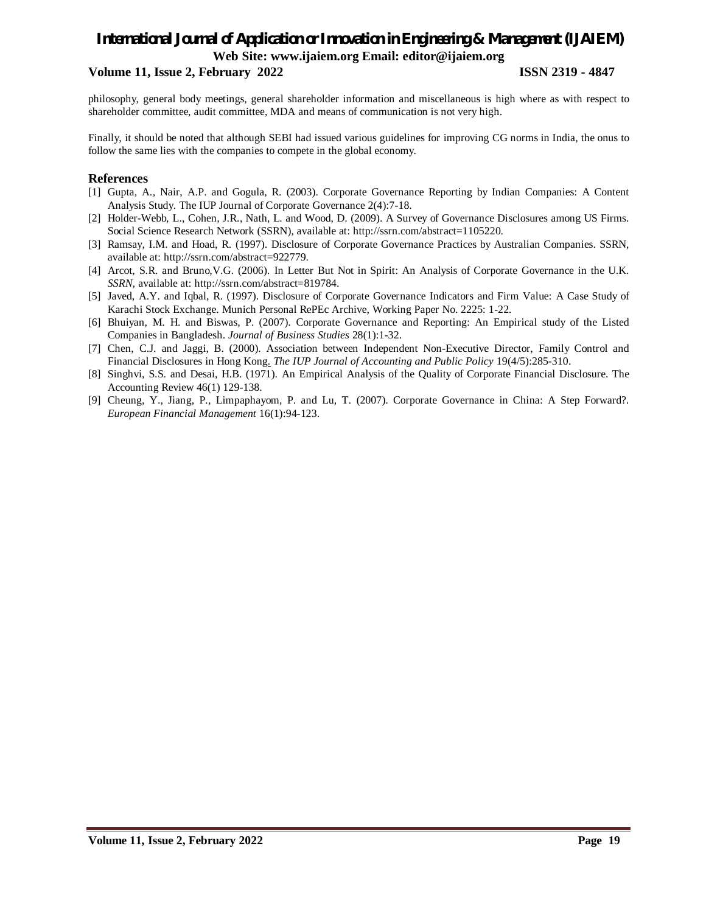philosophy, general body meetings, general shareholder information and miscellaneous is high where as with respect to shareholder committee, audit committee, MDA and means of communication is not very high.

Finally, it should be noted that although SEBI had issued various guidelines for improving CG norms in India, the onus to follow the same lies with the companies to compete in the global economy.

## References

[1] Gupta, A., Nair, A.P. and Gogula, R. (2003). Corporate Governance Reporting by Indian Companies: A Content Analysis Study. The IUP Journal of Corporate Governance 2(4):7-18.

[2] Holder-Webb, L., Cohen, J.R., Nath, L. and Wood, D. (2009). A Survey of Governance Disclosures among US Firms. Social Science Research Network (SSRN), available at: http://ssrn.com/abstract=1105220.

[3] Ramsay, I.M. and Hoad, R. (1997). Disclosure of Corporate Governance Practices by Australian Companies. SSRN, available at: http://ssrn.com/abstract=922779.

[4] Arcot, S.R. and Bruno,V.G. (2006). In Letter But Not in Spirit: An Analysis of Corporate Governance in the U.K. *SSRN*, available at: http://ssrn.com/abstract=819784.

[5] Javed, A.Y. and Iqbal, R. (1997). Disclosure of Corporate Governance Indicators and Firm Value: A Case Study of Karachi Stock Exchange. Munich Personal RePEc Archive, Working Paper No. 2225: 1-22.

[6] Bhuiyan, M. H. and Biswas, P. (2007). Corporate Governance and Reporting: An Empirical study of the Listed Companies in Bangladesh. *Journal of Business Studies* 28(1):1-32.

[7] Chen, C.J. and Jaggi, B. (2000). Association between Independent Non-Executive Director, Family Control and Financial Disclosures in Hong Kong. *The IUP Journal of Accounting and Public Policy* 19(4/5):285-310.

[8] Singhvi, S.S. and Desai, H.B. (1971). An Empirical Analysis of the Quality of Corporate Financial Disclosure. The Accounting Review 46(1) 129-138.

[9] Cheung, Y., Jiang, P., Limpaphayom, P. and Lu, T. (2007). Corporate Governance in China: A Step Forward?. *European Financial Management* 16(1):94-123.